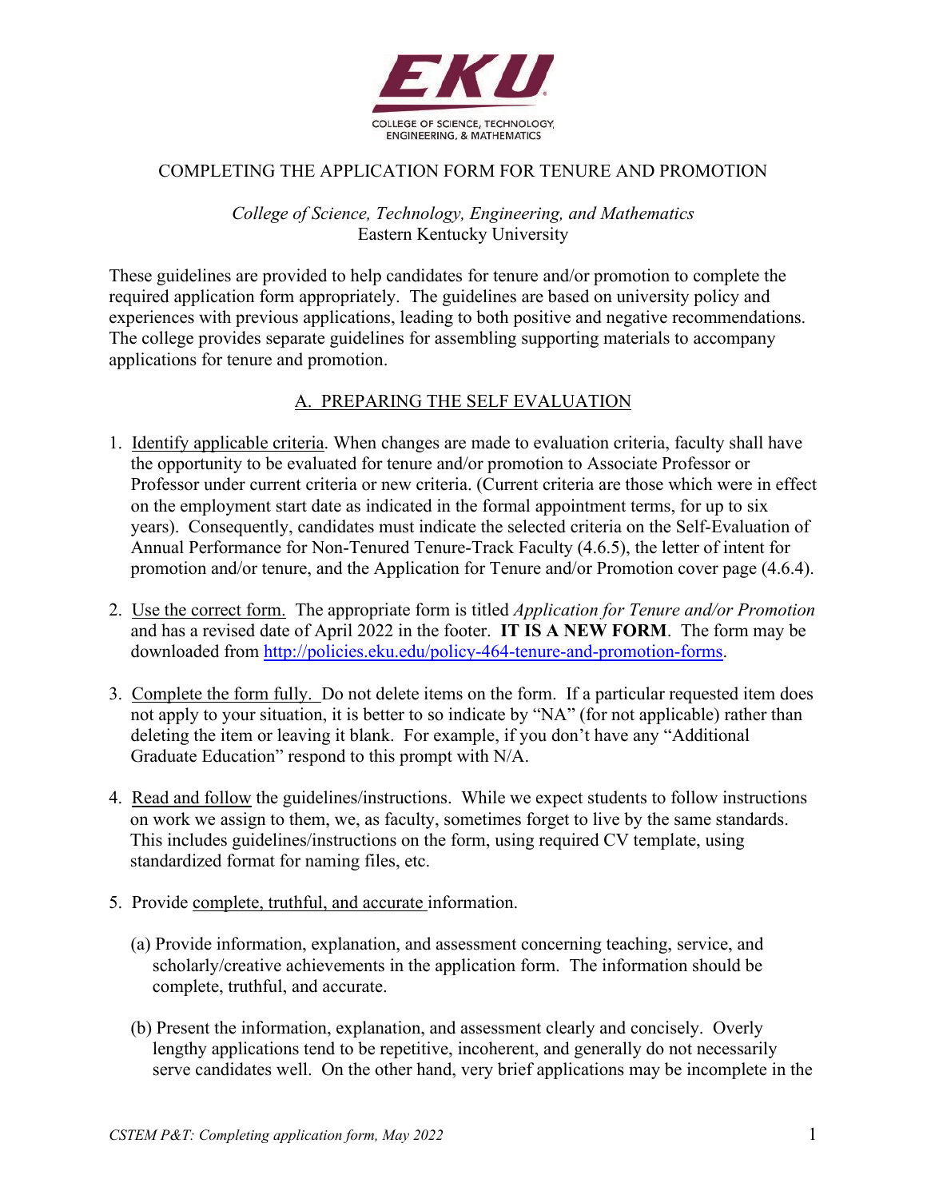COLLEGE OF SCIENCE, TECHNOLOGY, ENGINEERING, & MATHEMATICS

# COMPLETING THE APPLICATION FORM FOR TENURE AND PROMOTION

*College of Science, Technology, Engineering, and Mathematics*
Eastern Kentucky University

These guidelines are provided to help candidates for tenure and/or promotion to complete the required application form appropriately. The guidelines are based on university policy and experiences with previous applications, leading to both positive and negative recommendations. The college provides separate guidelines for assembling supporting materials to accompany applications for tenure and promotion.

## A. PREPARING THE SELF EVALUATION

1. Identify applicable criteria. When changes are made to evaluation criteria, faculty shall have the opportunity to be evaluated for tenure and/or promotion to Associate Professor or Professor under current criteria or new criteria. (Current criteria are those which were in effect on the employment start date as indicated in the formal appointment terms, for up to six years). Consequently, candidates must indicate the selected criteria on the Self-Evaluation of Annual Performance for Non-Tenured Tenure-Track Faculty (4.6.5), the letter of intent for promotion and/or tenure, and the Application for Tenure and/or Promotion cover page (4.6.4).

2. Use the correct form. The appropriate form is titled *Application for Tenure and/or Promotion* and has a revised date of April 2022 in the footer. **IT IS A NEW FORM**. The form may be downloaded from http://policies.eku.edu/policy-464-tenure-and-promotion-forms.

3. Complete the form fully. Do not delete items on the form. If a particular requested item does not apply to your situation, it is better to so indicate by "NA" (for not applicable) rather than deleting the item or leaving it blank. For example, if you don't have any "Additional Graduate Education" respond to this prompt with N/A.

4. Read and follow the guidelines/instructions. While we expect students to follow instructions on work we assign to them, we, as faculty, sometimes forget to live by the same standards. This includes guidelines/instructions on the form, using required CV template, using standardized format for naming files, etc.

5. Provide complete, truthful, and accurate information.

   (a) Provide information, explanation, and assessment concerning teaching, service, and scholarly/creative achievements in the application form. The information should be complete, truthful, and accurate.

   (b) Present the information, explanation, and assessment clearly and concisely. Overly lengthy applications tend to be repetitive, incoherent, and generally do not necessarily serve candidates well. On the other hand, very brief applications may be incomplete in the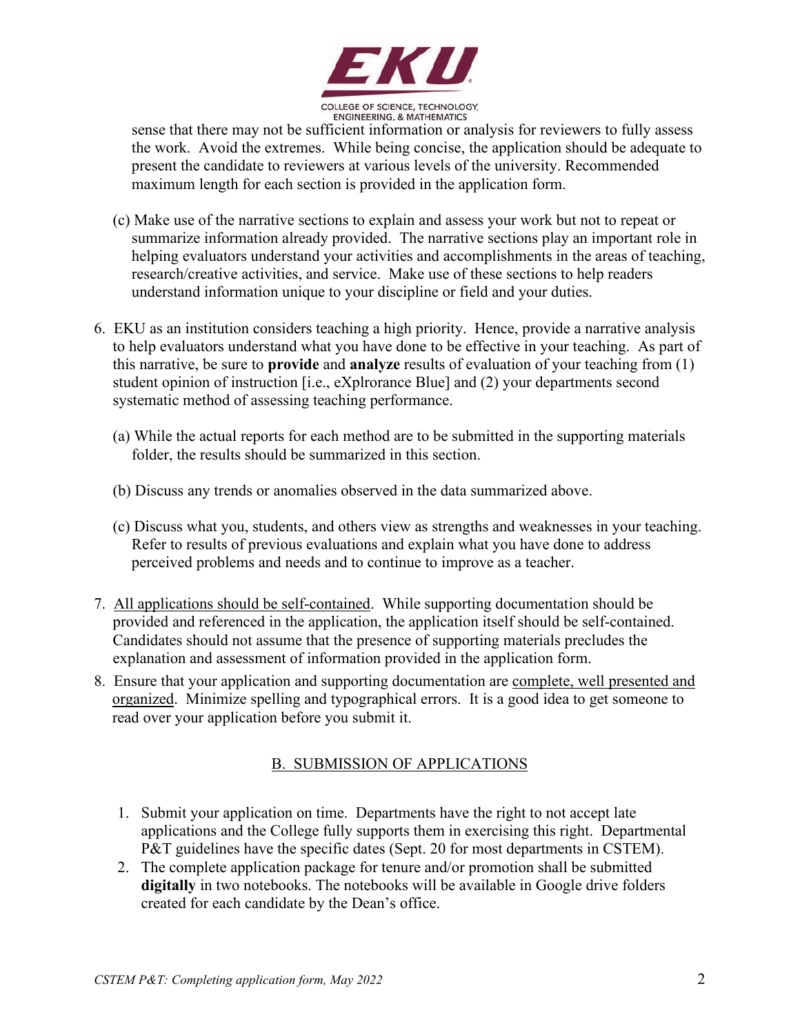sense that there may not be sufficient information or analysis for reviewers to fully assess the work. Avoid the extremes. While being concise, the application should be adequate to present the candidate to reviewers at various levels of the university. Recommended maximum length for each section is provided in the application form.

(c) Make use of the narrative sections to explain and assess your work but not to repeat or summarize information already provided. The narrative sections play an important role in helping evaluators understand your activities and accomplishments in the areas of teaching, research/creative activities, and service. Make use of these sections to help readers understand information unique to your discipline or field and your duties.

6. EKU as an institution considers teaching a high priority. Hence, provide a narrative analysis to help evaluators understand what you have done to be effective in your teaching. As part of this narrative, be sure to **provide** and **analyze** results of evaluation of your teaching from (1) student opinion of instruction [i.e., eXplrorance Blue] and (2) your departments second systematic method of assessing teaching performance.

   (a) While the actual reports for each method are to be submitted in the supporting materials folder, the results should be summarized in this section.

   (b) Discuss any trends or anomalies observed in the data summarized above.

   (c) Discuss what you, students, and others view as strengths and weaknesses in your teaching. Refer to results of previous evaluations and explain what you have done to address perceived problems and needs and to continue to improve as a teacher.

7. <u>All applications should be self-contained</u>. While supporting documentation should be provided and referenced in the application, the application itself should be self-contained. Candidates should not assume that the presence of supporting materials precludes the explanation and assessment of information provided in the application form.
8. Ensure that your application and supporting documentation are <u>complete, well presented and organized</u>. Minimize spelling and typographical errors. It is a good idea to get someone to read over your application before you submit it.

## <u>B. SUBMISSION OF APPLICATIONS</u>

1. Submit your application on time. Departments have the right to not accept late applications and the College fully supports them in exercising this right. Departmental P&T guidelines have the specific dates (Sept. 20 for most departments in CSTEM).
2. The complete application package for tenure and/or promotion shall be submitted **digitally** in two notebooks. The notebooks will be available in Google drive folders created for each candidate by the Dean's office.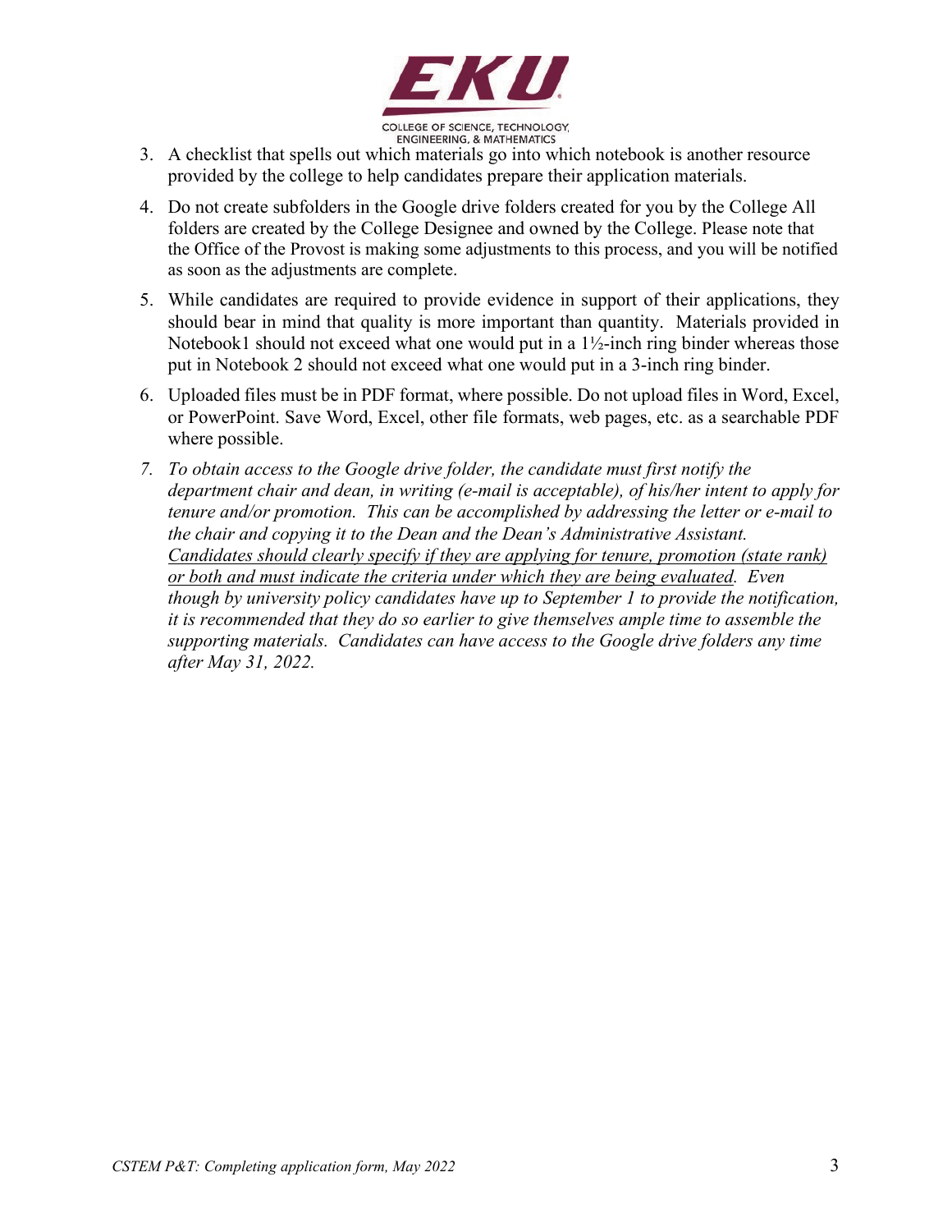3. A checklist that spells out which materials go into which notebook is another resource provided by the college to help candidates prepare their application materials.

4. Do not create subfolders in the Google drive folders created for you by the College All folders are created by the College Designee and owned by the College. Please note that the Office of the Provost is making some adjustments to this process, and you will be notified as soon as the adjustments are complete.

5. While candidates are required to provide evidence in support of their applications, they should bear in mind that quality is more important than quantity. Materials provided in Notebook1 should not exceed what one would put in a 1½-inch ring binder whereas those put in Notebook 2 should not exceed what one would put in a 3-inch ring binder.

6. Uploaded files must be in PDF format, where possible. Do not upload files in Word, Excel, or PowerPoint. Save Word, Excel, other file formats, web pages, etc. as a searchable PDF where possible.

7. *To obtain access to the Google drive folder, the candidate must first notify the department chair and dean, in writing (e-mail is acceptable), of his/her intent to apply for tenure and/or promotion. This can be accomplished by addressing the letter or e-mail to the chair and copying it to the Dean and the Dean's Administrative Assistant. <u>Candidates should clearly specify if they are applying for tenure, promotion (state rank) or both and must indicate the criteria under which they are being evaluated</u>. Even though by university policy candidates have up to September 1 to provide the notification, it is recommended that they do so earlier to give themselves ample time to assemble the supporting materials. Candidates can have access to the Google drive folders any time after May 31, 2022.*